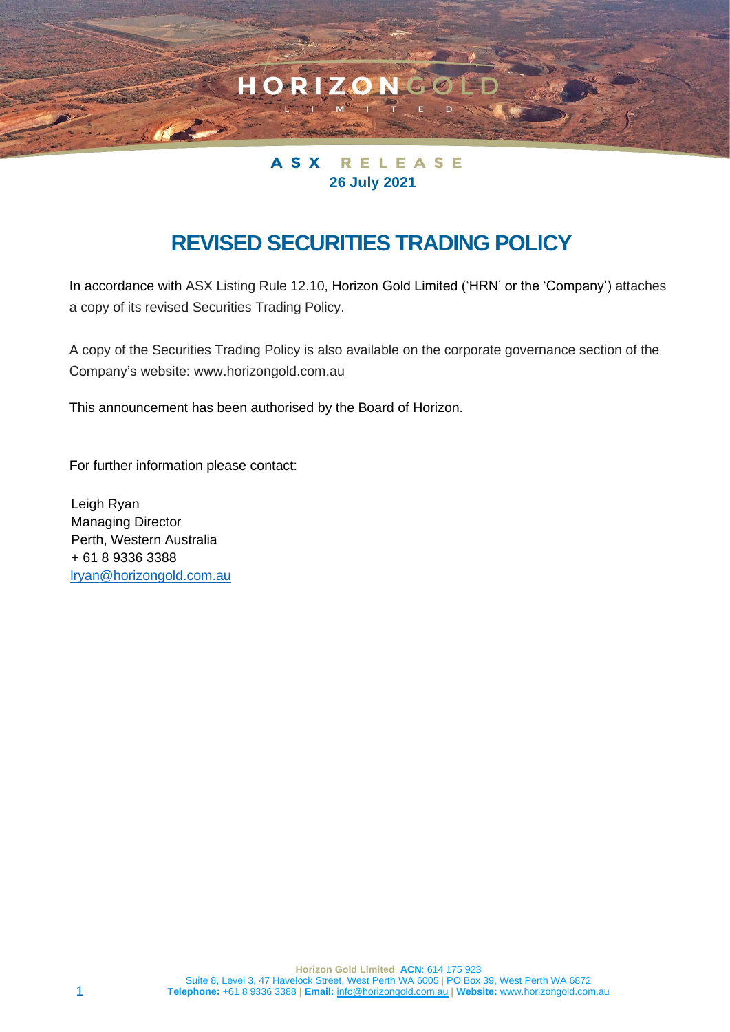HORIZON GOLD LIMITED

**ASX RELEASE**
**26 July 2021**

# REVISED SECURITIES TRADING POLICY

In accordance with ASX Listing Rule 12.10, Horizon Gold Limited ('HRN' or the 'Company') attaches a copy of its revised Securities Trading Policy.

A copy of the Securities Trading Policy is also available on the corporate governance section of the Company's website: www.horizongold.com.au

This announcement has been authorised by the Board of Horizon.

For further information please contact:

Leigh Ryan
Managing Director
Perth, Western Australia
+ 61 8 9336 3388
lryan@horizongold.com.au

**Horizon Gold Limited** **ACN**: 614 175 923
Suite 8, Level 3, 47 Havelock Street, West Perth WA 6005 | PO Box 39, West Perth WA 6872
**Telephone:** +61 8 9336 3388 | **Email:** info@horizongold.com.au | **Website:** www.horizongold.com.au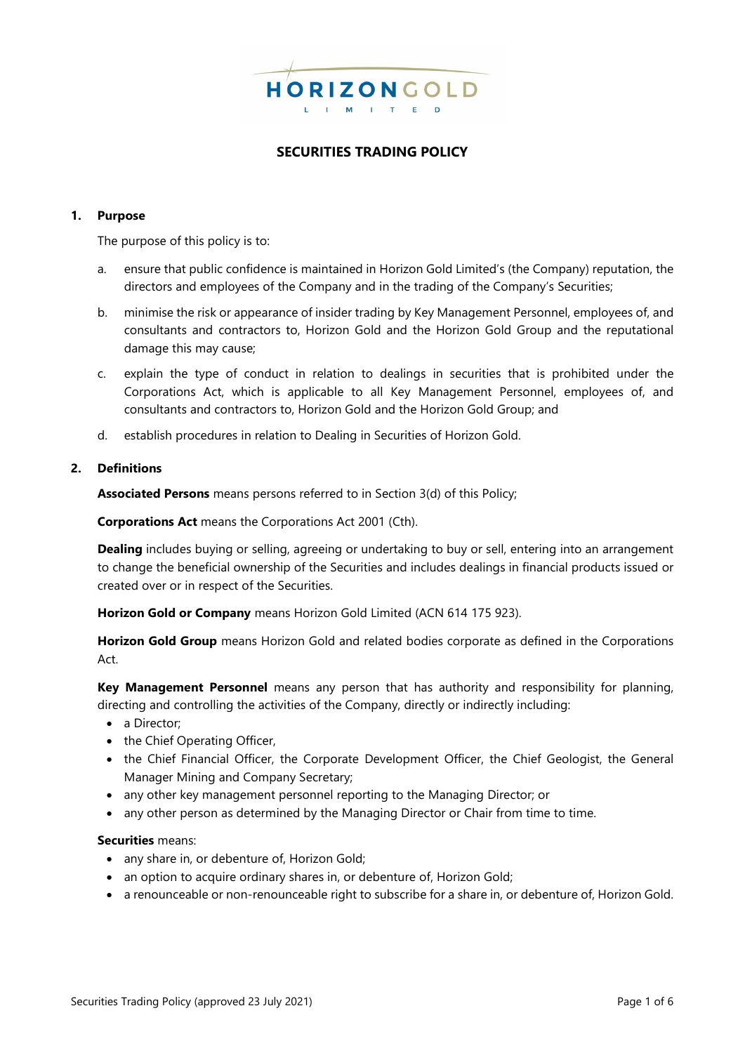# SECURITIES TRADING POLICY

## 1. Purpose

The purpose of this policy is to:

a. ensure that public confidence is maintained in Horizon Gold Limited's (the Company) reputation, the directors and employees of the Company and in the trading of the Company's Securities;

b. minimise the risk or appearance of insider trading by Key Management Personnel, employees of, and consultants and contractors to, Horizon Gold and the Horizon Gold Group and the reputational damage this may cause;

c. explain the type of conduct in relation to dealings in securities that is prohibited under the Corporations Act, which is applicable to all Key Management Personnel, employees of, and consultants and contractors to, Horizon Gold and the Horizon Gold Group; and

d. establish procedures in relation to Dealing in Securities of Horizon Gold.

## 2. Definitions

**Associated Persons** means persons referred to in Section 3(d) of this Policy;

**Corporations Act** means the Corporations Act 2001 (Cth).

**Dealing** includes buying or selling, agreeing or undertaking to buy or sell, entering into an arrangement to change the beneficial ownership of the Securities and includes dealings in financial products issued or created over or in respect of the Securities.

**Horizon Gold or Company** means Horizon Gold Limited (ACN 614 175 923).

**Horizon Gold Group** means Horizon Gold and related bodies corporate as defined in the Corporations Act.

**Key Management Personnel** means any person that has authority and responsibility for planning, directing and controlling the activities of the Company, directly or indirectly including:

- a Director;
- the Chief Operating Officer,
- the Chief Financial Officer, the Corporate Development Officer, the Chief Geologist, the General Manager Mining and Company Secretary;
- any other key management personnel reporting to the Managing Director; or
- any other person as determined by the Managing Director or Chair from time to time.

**Securities** means:

- any share in, or debenture of, Horizon Gold;
- an option to acquire ordinary shares in, or debenture of, Horizon Gold;
- a renounceable or non-renounceable right to subscribe for a share in, or debenture of, Horizon Gold.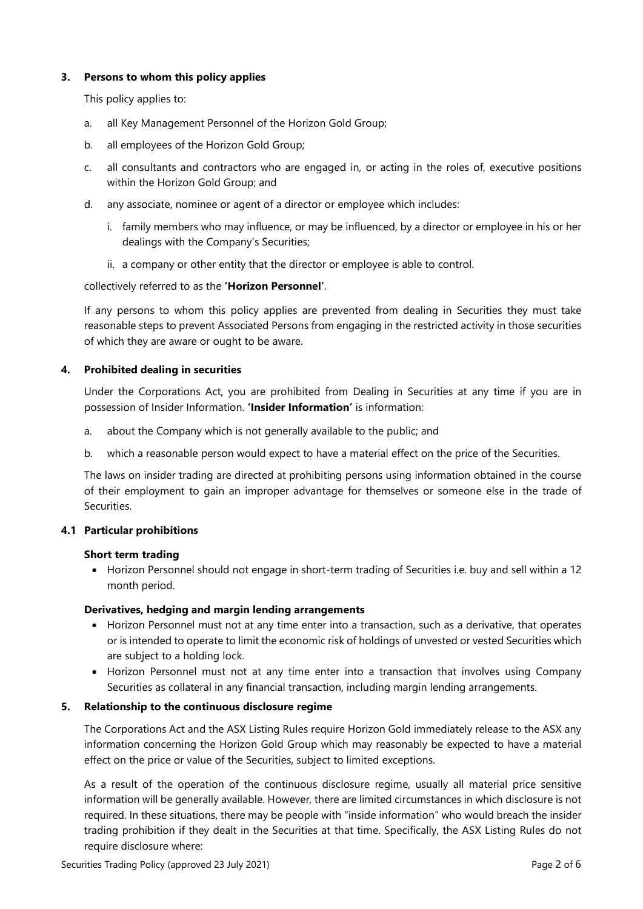### 3. Persons to whom this policy applies

This policy applies to:

a. all Key Management Personnel of the Horizon Gold Group;

b. all employees of the Horizon Gold Group;

c. all consultants and contractors who are engaged in, or acting in the roles of, executive positions within the Horizon Gold Group; and

d. any associate, nominee or agent of a director or employee which includes:

   i. family members who may influence, or may be influenced, by a director or employee in his or her dealings with the Company's Securities;

   ii. a company or other entity that the director or employee is able to control.

collectively referred to as the **'Horizon Personnel'**.

If any persons to whom this policy applies are prevented from dealing in Securities they must take reasonable steps to prevent Associated Persons from engaging in the restricted activity in those securities of which they are aware or ought to be aware.

### 4. Prohibited dealing in securities

Under the Corporations Act, you are prohibited from Dealing in Securities at any time if you are in possession of Insider Information. **'Insider Information'** is information:

a. about the Company which is not generally available to the public; and

b. which a reasonable person would expect to have a material effect on the price of the Securities.

The laws on insider trading are directed at prohibiting persons using information obtained in the course of their employment to gain an improper advantage for themselves or someone else in the trade of Securities.

### 4.1 Particular prohibitions

**Short term trading**

- Horizon Personnel should not engage in short-term trading of Securities i.e. buy and sell within a 12 month period.

**Derivatives, hedging and margin lending arrangements**

- Horizon Personnel must not at any time enter into a transaction, such as a derivative, that operates or is intended to operate to limit the economic risk of holdings of unvested or vested Securities which are subject to a holding lock.
- Horizon Personnel must not at any time enter into a transaction that involves using Company Securities as collateral in any financial transaction, including margin lending arrangements.

### 5. Relationship to the continuous disclosure regime

The Corporations Act and the ASX Listing Rules require Horizon Gold immediately release to the ASX any information concerning the Horizon Gold Group which may reasonably be expected to have a material effect on the price or value of the Securities, subject to limited exceptions.

As a result of the operation of the continuous disclosure regime, usually all material price sensitive information will be generally available. However, there are limited circumstances in which disclosure is not required. In these situations, there may be people with "inside information" who would breach the insider trading prohibition if they dealt in the Securities at that time. Specifically, the ASX Listing Rules do not require disclosure where: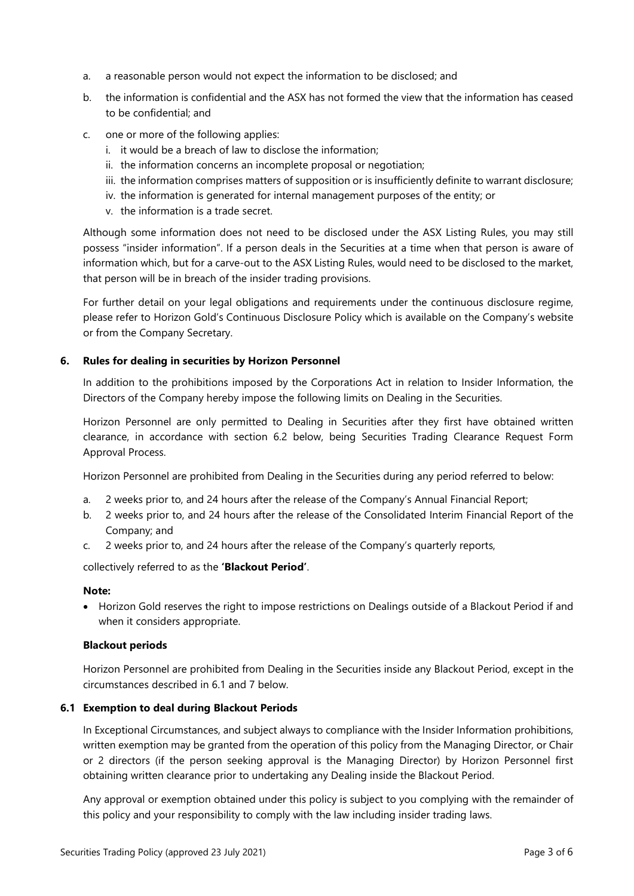a. a reasonable person would not expect the information to be disclosed; and

b. the information is confidential and the ASX has not formed the view that the information has ceased to be confidential; and

c. one or more of the following applies:
   i. it would be a breach of law to disclose the information;
   ii. the information concerns an incomplete proposal or negotiation;
   iii. the information comprises matters of supposition or is insufficiently definite to warrant disclosure;
   iv. the information is generated for internal management purposes of the entity; or
   v. the information is a trade secret.

Although some information does not need to be disclosed under the ASX Listing Rules, you may still possess "insider information". If a person deals in the Securities at a time when that person is aware of information which, but for a carve-out to the ASX Listing Rules, would need to be disclosed to the market, that person will be in breach of the insider trading provisions.

For further detail on your legal obligations and requirements under the continuous disclosure regime, please refer to Horizon Gold's Continuous Disclosure Policy which is available on the Company's website or from the Company Secretary.

## 6. Rules for dealing in securities by Horizon Personnel

In addition to the prohibitions imposed by the Corporations Act in relation to Insider Information, the Directors of the Company hereby impose the following limits on Dealing in the Securities.

Horizon Personnel are only permitted to Dealing in Securities after they first have obtained written clearance, in accordance with section 6.2 below, being Securities Trading Clearance Request Form Approval Process.

Horizon Personnel are prohibited from Dealing in the Securities during any period referred to below:

a. 2 weeks prior to, and 24 hours after the release of the Company's Annual Financial Report;
b. 2 weeks prior to, and 24 hours after the release of the Consolidated Interim Financial Report of the Company; and
c. 2 weeks prior to, and 24 hours after the release of the Company's quarterly reports,

collectively referred to as the **'Blackout Period'**.

**Note:**

- Horizon Gold reserves the right to impose restrictions on Dealings outside of a Blackout Period if and when it considers appropriate.

**Blackout periods**

Horizon Personnel are prohibited from Dealing in the Securities inside any Blackout Period, except in the circumstances described in 6.1 and 7 below.

### 6.1 Exemption to deal during Blackout Periods

In Exceptional Circumstances, and subject always to compliance with the Insider Information prohibitions, written exemption may be granted from the operation of this policy from the Managing Director, or Chair or 2 directors (if the person seeking approval is the Managing Director) by Horizon Personnel first obtaining written clearance prior to undertaking any Dealing inside the Blackout Period.

Any approval or exemption obtained under this policy is subject to you complying with the remainder of this policy and your responsibility to comply with the law including insider trading laws.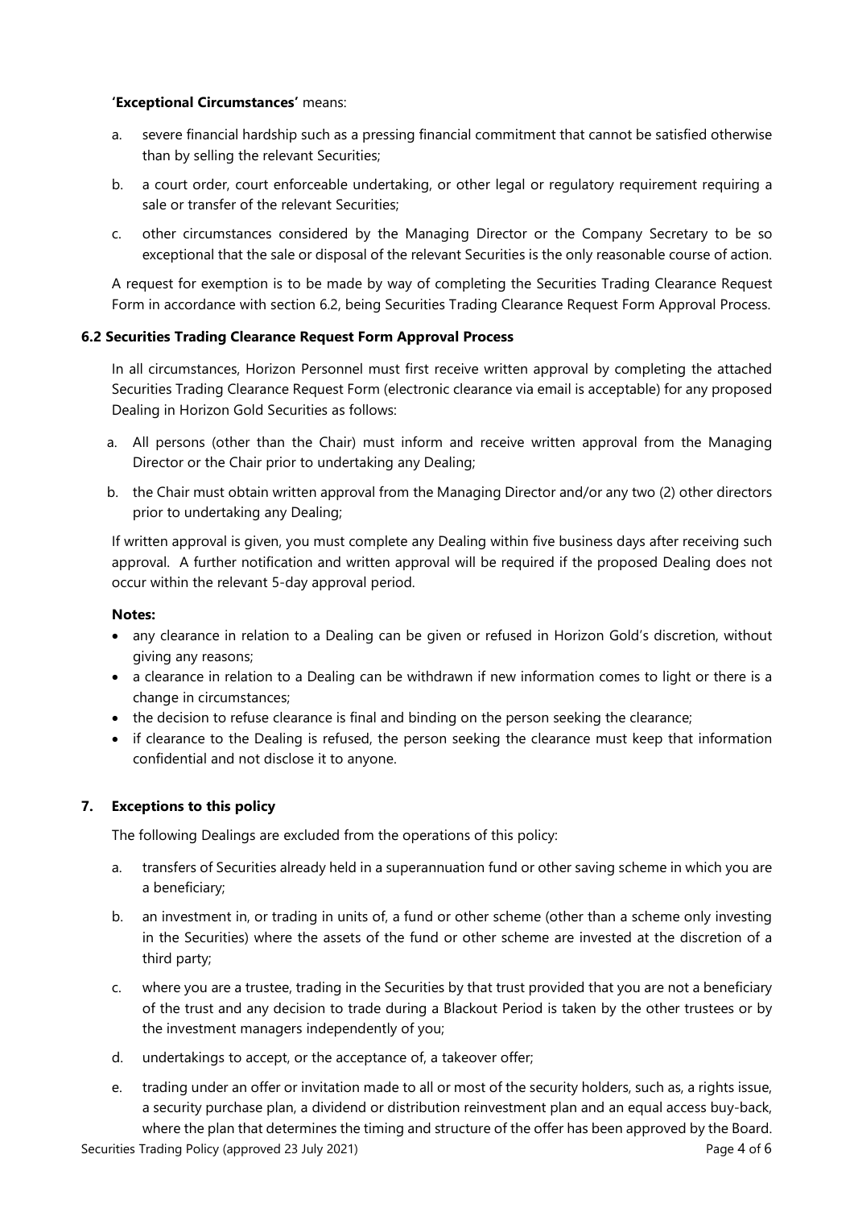**'Exceptional Circumstances'** means:

a. severe financial hardship such as a pressing financial commitment that cannot be satisfied otherwise than by selling the relevant Securities;

b. a court order, court enforceable undertaking, or other legal or regulatory requirement requiring a sale or transfer of the relevant Securities;

c. other circumstances considered by the Managing Director or the Company Secretary to be so exceptional that the sale or disposal of the relevant Securities is the only reasonable course of action.

A request for exemption is to be made by way of completing the Securities Trading Clearance Request Form in accordance with section 6.2, being Securities Trading Clearance Request Form Approval Process.

### 6.2 Securities Trading Clearance Request Form Approval Process

In all circumstances, Horizon Personnel must first receive written approval by completing the attached Securities Trading Clearance Request Form (electronic clearance via email is acceptable) for any proposed Dealing in Horizon Gold Securities as follows:

a. All persons (other than the Chair) must inform and receive written approval from the Managing Director or the Chair prior to undertaking any Dealing;

b. the Chair must obtain written approval from the Managing Director and/or any two (2) other directors prior to undertaking any Dealing;

If written approval is given, you must complete any Dealing within five business days after receiving such approval. A further notification and written approval will be required if the proposed Dealing does not occur within the relevant 5-day approval period.

**Notes:**

- any clearance in relation to a Dealing can be given or refused in Horizon Gold's discretion, without giving any reasons;
- a clearance in relation to a Dealing can be withdrawn if new information comes to light or there is a change in circumstances;
- the decision to refuse clearance is final and binding on the person seeking the clearance;
- if clearance to the Dealing is refused, the person seeking the clearance must keep that information confidential and not disclose it to anyone.

## 7. Exceptions to this policy

The following Dealings are excluded from the operations of this policy:

a. transfers of Securities already held in a superannuation fund or other saving scheme in which you are a beneficiary;

b. an investment in, or trading in units of, a fund or other scheme (other than a scheme only investing in the Securities) where the assets of the fund or other scheme are invested at the discretion of a third party;

c. where you are a trustee, trading in the Securities by that trust provided that you are not a beneficiary of the trust and any decision to trade during a Blackout Period is taken by the other trustees or by the investment managers independently of you;

d. undertakings to accept, or the acceptance of, a takeover offer;

e. trading under an offer or invitation made to all or most of the security holders, such as, a rights issue, a security purchase plan, a dividend or distribution reinvestment plan and an equal access buy-back, where the plan that determines the timing and structure of the offer has been approved by the Board.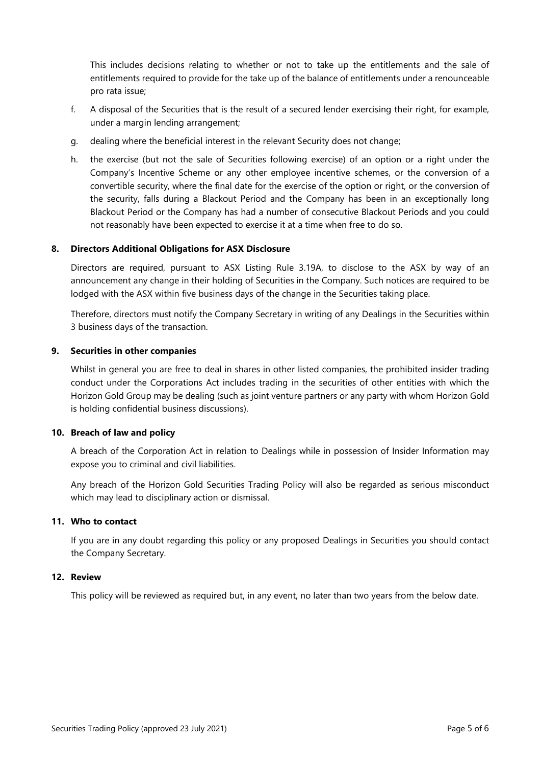This includes decisions relating to whether or not to take up the entitlements and the sale of entitlements required to provide for the take up of the balance of entitlements under a renounceable pro rata issue;

f. A disposal of the Securities that is the result of a secured lender exercising their right, for example, under a margin lending arrangement;

g. dealing where the beneficial interest in the relevant Security does not change;

h. the exercise (but not the sale of Securities following exercise) of an option or a right under the Company's Incentive Scheme or any other employee incentive schemes, or the conversion of a convertible security, where the final date for the exercise of the option or right, or the conversion of the security, falls during a Blackout Period and the Company has been in an exceptionally long Blackout Period or the Company has had a number of consecutive Blackout Periods and you could not reasonably have been expected to exercise it at a time when free to do so.

## 8. Directors Additional Obligations for ASX Disclosure

Directors are required, pursuant to ASX Listing Rule 3.19A, to disclose to the ASX by way of an announcement any change in their holding of Securities in the Company. Such notices are required to be lodged with the ASX within five business days of the change in the Securities taking place.

Therefore, directors must notify the Company Secretary in writing of any Dealings in the Securities within 3 business days of the transaction.

## 9. Securities in other companies

Whilst in general you are free to deal in shares in other listed companies, the prohibited insider trading conduct under the Corporations Act includes trading in the securities of other entities with which the Horizon Gold Group may be dealing (such as joint venture partners or any party with whom Horizon Gold is holding confidential business discussions).

## 10. Breach of law and policy

A breach of the Corporation Act in relation to Dealings while in possession of Insider Information may expose you to criminal and civil liabilities.

Any breach of the Horizon Gold Securities Trading Policy will also be regarded as serious misconduct which may lead to disciplinary action or dismissal.

## 11. Who to contact

If you are in any doubt regarding this policy or any proposed Dealings in Securities you should contact the Company Secretary.

## 12. Review

This policy will be reviewed as required but, in any event, no later than two years from the below date.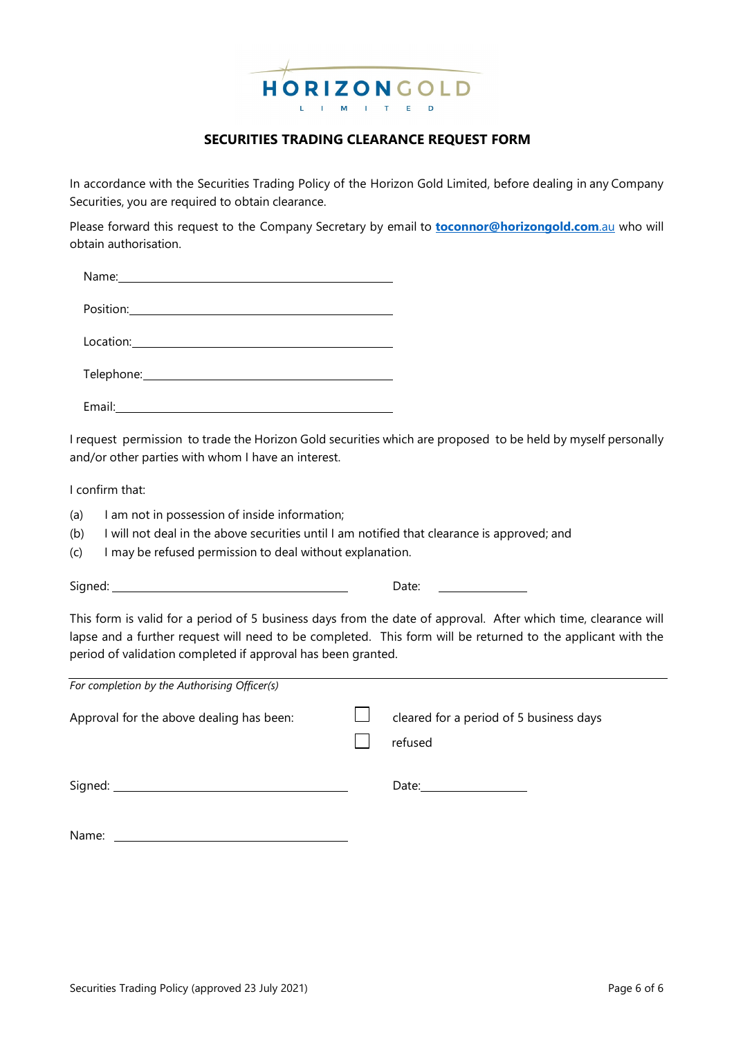## SECURITIES TRADING CLEARANCE REQUEST FORM

In accordance with the Securities Trading Policy of the Horizon Gold Limited, before dealing in any Company Securities, you are required to obtain clearance.

Please forward this request to the Company Secretary by email to **toconnor@horizongold.com**.au who will obtain authorisation.

Name: \_\_\_\_\_\_\_\_\_\_\_\_\_\_\_\_\_\_\_\_\_\_\_\_\_\_\_\_\_\_\_\_\_\_\_\_\_\_\_\_

Position: \_\_\_\_\_\_\_\_\_\_\_\_\_\_\_\_\_\_\_\_\_\_\_\_\_\_\_\_\_\_\_\_\_\_\_\_\_\_\_\_

Location: \_\_\_\_\_\_\_\_\_\_\_\_\_\_\_\_\_\_\_\_\_\_\_\_\_\_\_\_\_\_\_\_\_\_\_\_\_\_\_\_

Telephone: \_\_\_\_\_\_\_\_\_\_\_\_\_\_\_\_\_\_\_\_\_\_\_\_\_\_\_\_\_\_\_\_\_\_\_\_\_\_\_\_

Email: \_\_\_\_\_\_\_\_\_\_\_\_\_\_\_\_\_\_\_\_\_\_\_\_\_\_\_\_\_\_\_\_\_\_\_\_\_\_\_\_

I request permission to trade the Horizon Gold securities which are proposed to be held by myself personally and/or other parties with whom I have an interest.

I confirm that:

(a) I am not in possession of inside information;

(b) I will not deal in the above securities until I am notified that clearance is approved; and

(c) I may be refused permission to deal without explanation.

Signed: \_\_\_\_\_\_\_\_\_\_\_\_\_\_\_\_\_\_\_\_\_\_\_\_\_\_\_\_\_\_\_\_\_\_\_\_ Date: \_\_\_\_\_\_\_\_\_\_\_\_\_\_

This form is valid for a period of 5 business days from the date of approval. After which time, clearance will lapse and a further request will need to be completed. This form will be returned to the applicant with the period of validation completed if approval has been granted.

---

*For completion by the Authorising Officer(s)*

Approval for the above dealing has been:

☐ cleared for a period of 5 business days

☐ refused

Signed: \_\_\_\_\_\_\_\_\_\_\_\_\_\_\_\_\_\_\_\_\_\_\_\_\_\_\_\_\_\_\_\_\_\_\_\_ Date: \_\_\_\_\_\_\_\_\_\_\_\_\_\_

Name: \_\_\_\_\_\_\_\_\_\_\_\_\_\_\_\_\_\_\_\_\_\_\_\_\_\_\_\_\_\_\_\_\_\_\_\_